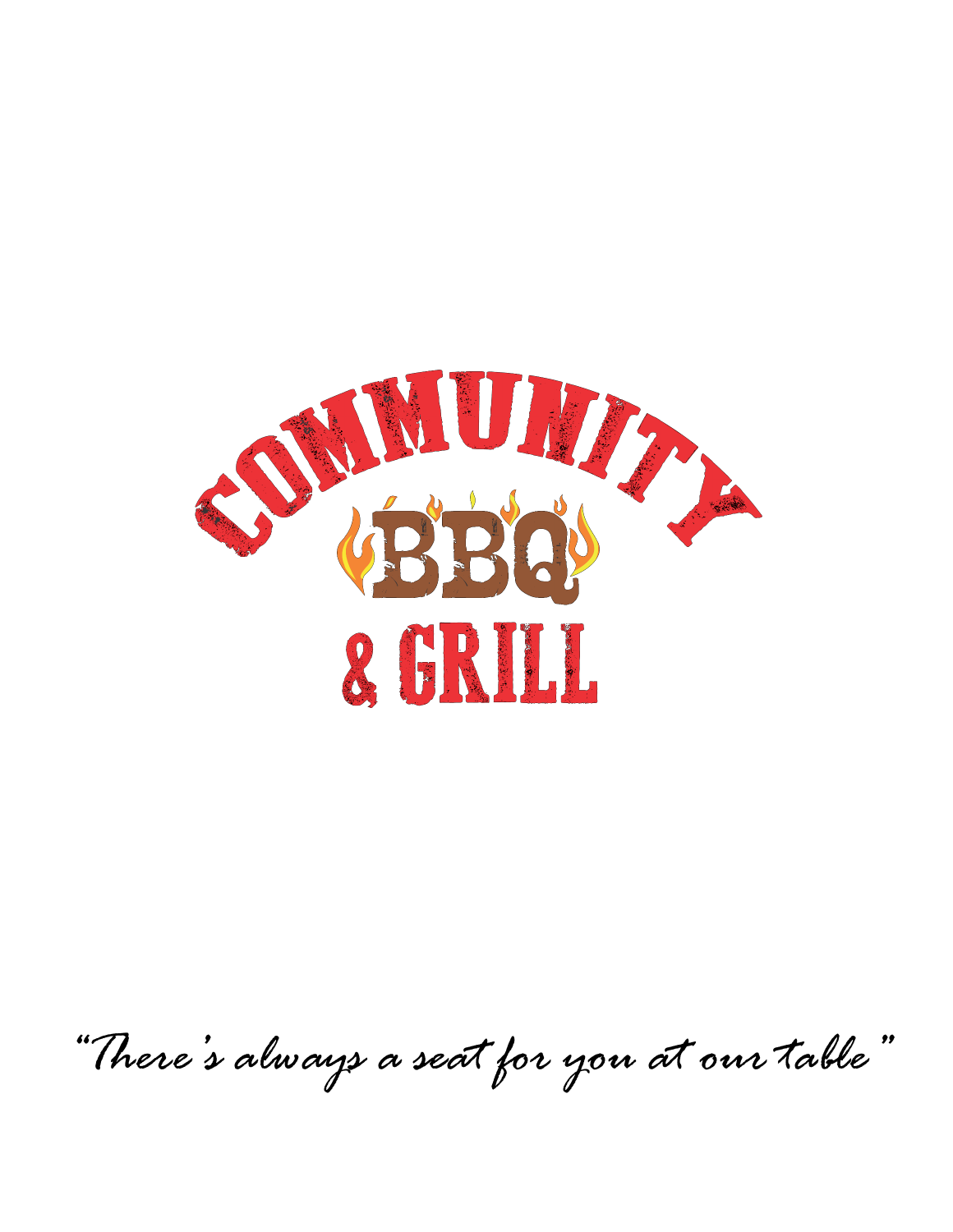# COMMUNITY BBQ & GRILL

*"There's always a seat for you at our table"*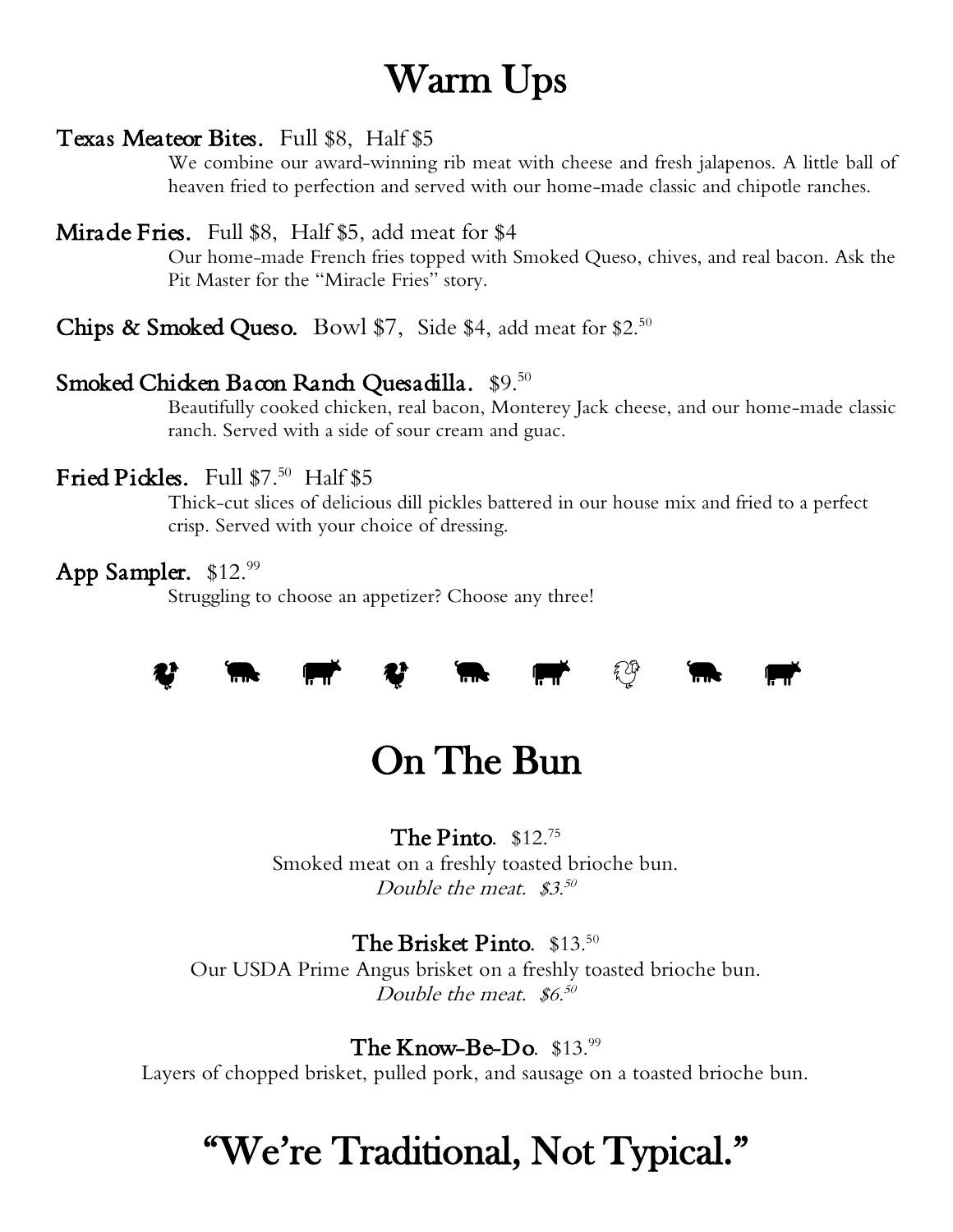# Warm Ups

**Texas Meateor Bites.** Full $8, Half $5

We combine our award-winning rib meat with cheese and fresh jalapenos. A little ball of heaven fried to perfection and served with our home-made classic and chipotle ranches.

**Miracle Fries.** Full $8, Half $5, add meat for $4

Our home-made French fries topped with Smoked Queso, chives, and real bacon. Ask the Pit Master for the "Miracle Fries" story.

**Chips & Smoked Queso.** Bowl $7, Side $4, add meat for $2.50

**Smoked Chicken Bacon Ranch Quesadilla.** $9.50

Beautifully cooked chicken, real bacon, Monterey Jack cheese, and our home-made classic ranch. Served with a side of sour cream and guac.

**Fried Pickles.** Full $7.50 Half $5

Thick-cut slices of delicious dill pickles battered in our house mix and fried to a perfect crisp. Served with your choice of dressing.

**App Sampler.** $12.99

Struggling to choose an appetizer? Choose any three!

# On The Bun

**The Pinto.** $12.75

Smoked meat on a freshly toasted brioche bun.

*Double the meat. $3.50*

**The Brisket Pinto.** $13.50

Our USDA Prime Angus brisket on a freshly toasted brioche bun.

*Double the meat. $6.50*

**The Know-Be-Do.** $13.99

Layers of chopped brisket, pulled pork, and sausage on a toasted brioche bun.

# "We're Traditional, Not Typical."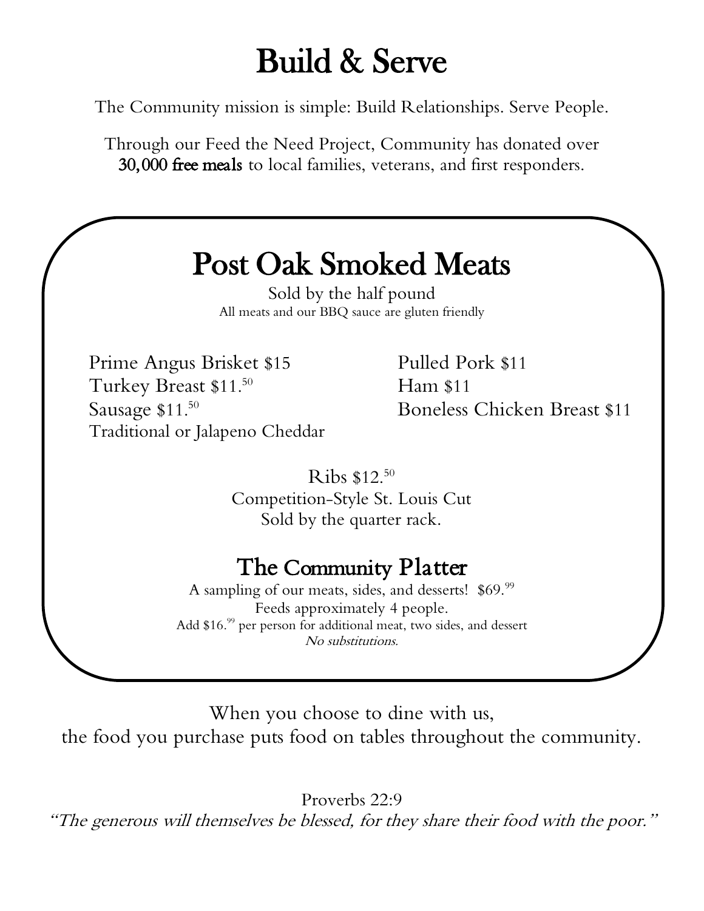# Build & Serve

The Community mission is simple: Build Relationships. Serve People.

Through our Feed the Need Project, Community has donated over **30,000 free meals** to local families, veterans, and first responders.

## Post Oak Smoked Meats

Sold by the half pound

All meats and our BBQ sauce are gluten friendly

Prime Angus Brisket $15

Turkey Breast $11.50

Sausage $11.50

Traditional or Jalapeno Cheddar

Pulled Pork $11

Ham $11

Boneless Chicken Breast $11

Ribs $12.50

Competition-Style St. Louis Cut

Sold by the quarter rack.

### The Community Platter

A sampling of our meats, sides, and desserts! $69.99

Feeds approximately 4 people.

Add $16.99 per person for additional meat, two sides, and dessert

*No substitutions.*

When you choose to dine with us,
the food you purchase puts food on tables throughout the community.

Proverbs 22:9

*"The generous will themselves be blessed, for they share their food with the poor."*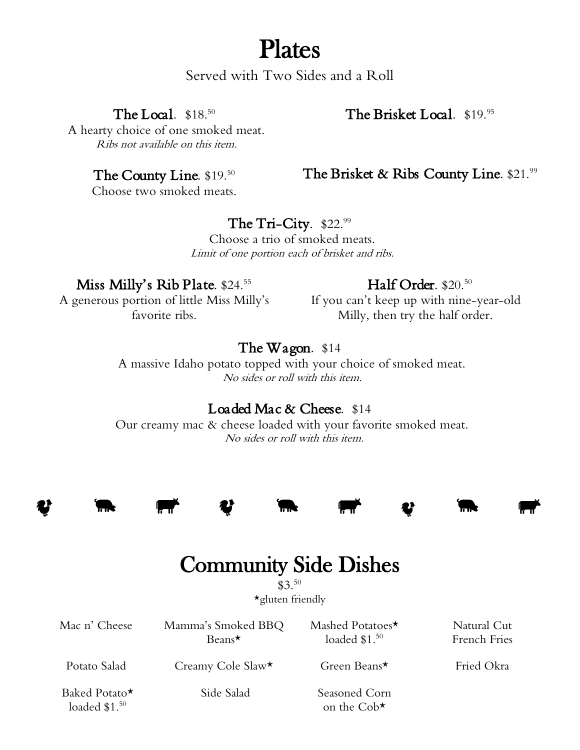# Plates

Served with Two Sides and a Roll

**The Local**. $18.50

A hearty choice of one smoked meat.
*Ribs not available on this item.*

**The Brisket Local**. $19.95

**The County Line**. $19.50

Choose two smoked meats.

**The Brisket & Ribs County Line**. $21.99

**The Tri-City**. $22.99

Choose a trio of smoked meats.
*Limit of one portion each of brisket and ribs.*

**Miss Milly's Rib Plate**. $24.55

A generous portion of little Miss Milly's favorite ribs.

**Half Order**. $20.50

If you can't keep up with nine-year-old Milly, then try the half order.

**The Wagon**. $14

A massive Idaho potato topped with your choice of smoked meat.
*No sides or roll with this item.*

**Loaded Mac & Cheese**. $14

Our creamy mac & cheese loaded with your favorite smoked meat.
*No sides or roll with this item.*

# Community Side Dishes

$3.50

★gluten friendly

| | | | |
|---|---|---|---|
| Mac n' Cheese | Mamma's Smoked BBQ Beans★ | Mashed Potatoes★ loaded $1.50 | Natural Cut French Fries |
| Potato Salad | Creamy Cole Slaw★ | Green Beans★ | Fried Okra |
| Baked Potato★ loaded $1.50 | Side Salad | Seasoned Corn on the Cob★ | |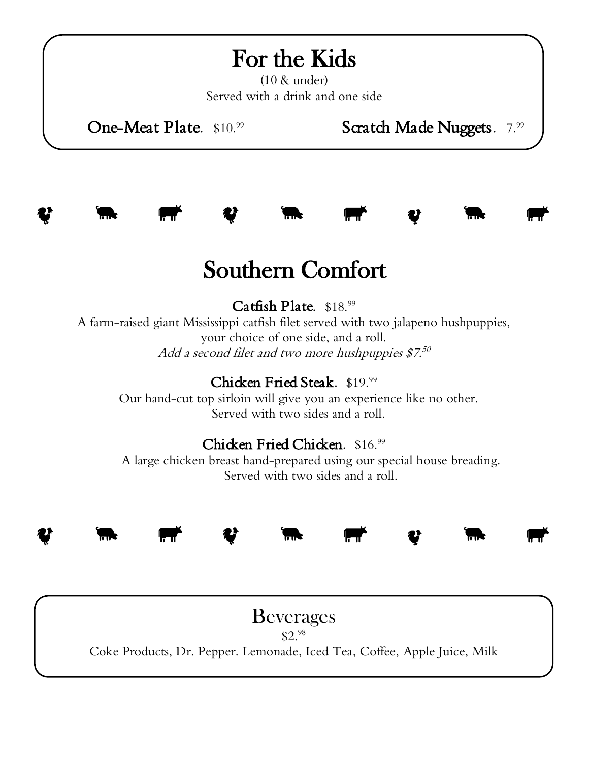# For the Kids

(10 & under)
Served with a drink and one side

**One-Meat Plate**. $10.99

**Scratch Made Nuggets**. 7.99

# Southern Comfort

**Catfish Plate**. $18.99
A farm-raised giant Mississippi catfish filet served with two jalapeno hushpuppies, your choice of one side, and a roll.
*Add a second filet and two more hushpuppies $7.50*

**Chicken Fried Steak**. $19.99
Our hand-cut top sirloin will give you an experience like no other.
Served with two sides and a roll.

**Chicken Fried Chicken**. $16.99
A large chicken breast hand-prepared using our special house breading.
Served with two sides and a roll.

## Beverages

$2.98
Coke Products, Dr. Pepper. Lemonade, Iced Tea, Coffee, Apple Juice, Milk